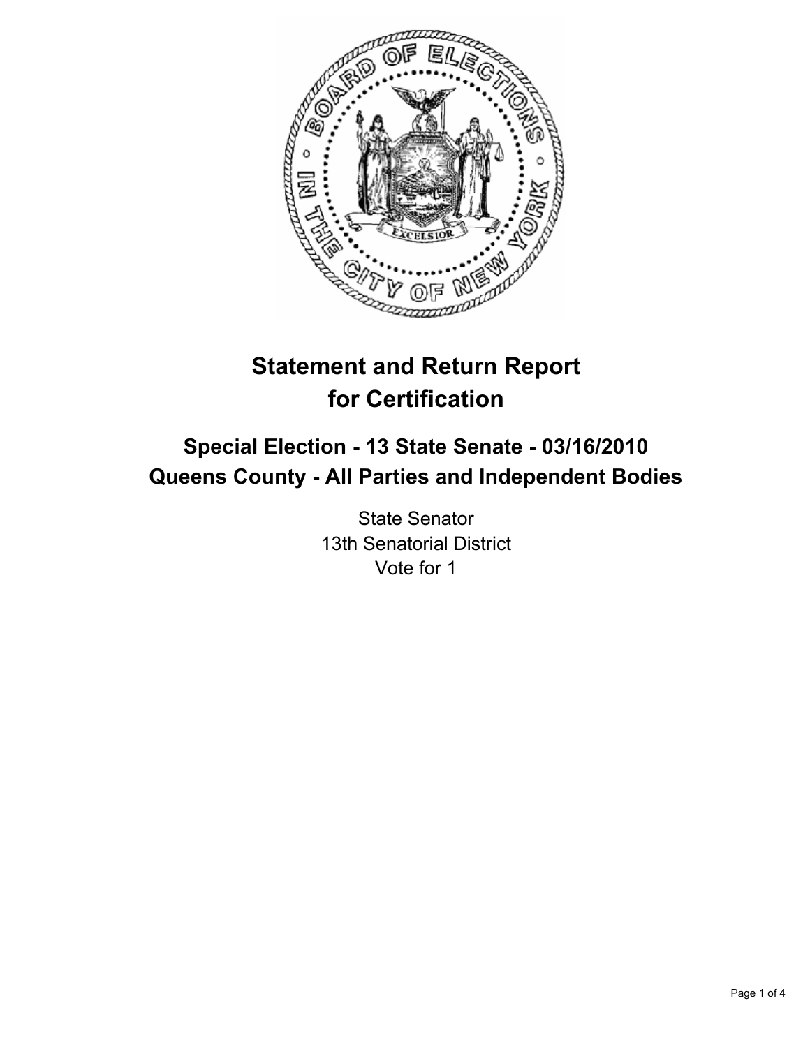# Statement and Return Report for Certification

## Special Election - 13 State Senate - 03/16/2010
## Queens County - All Parties and Independent Bodies

State Senator
13th Senatorial District
Vote for 1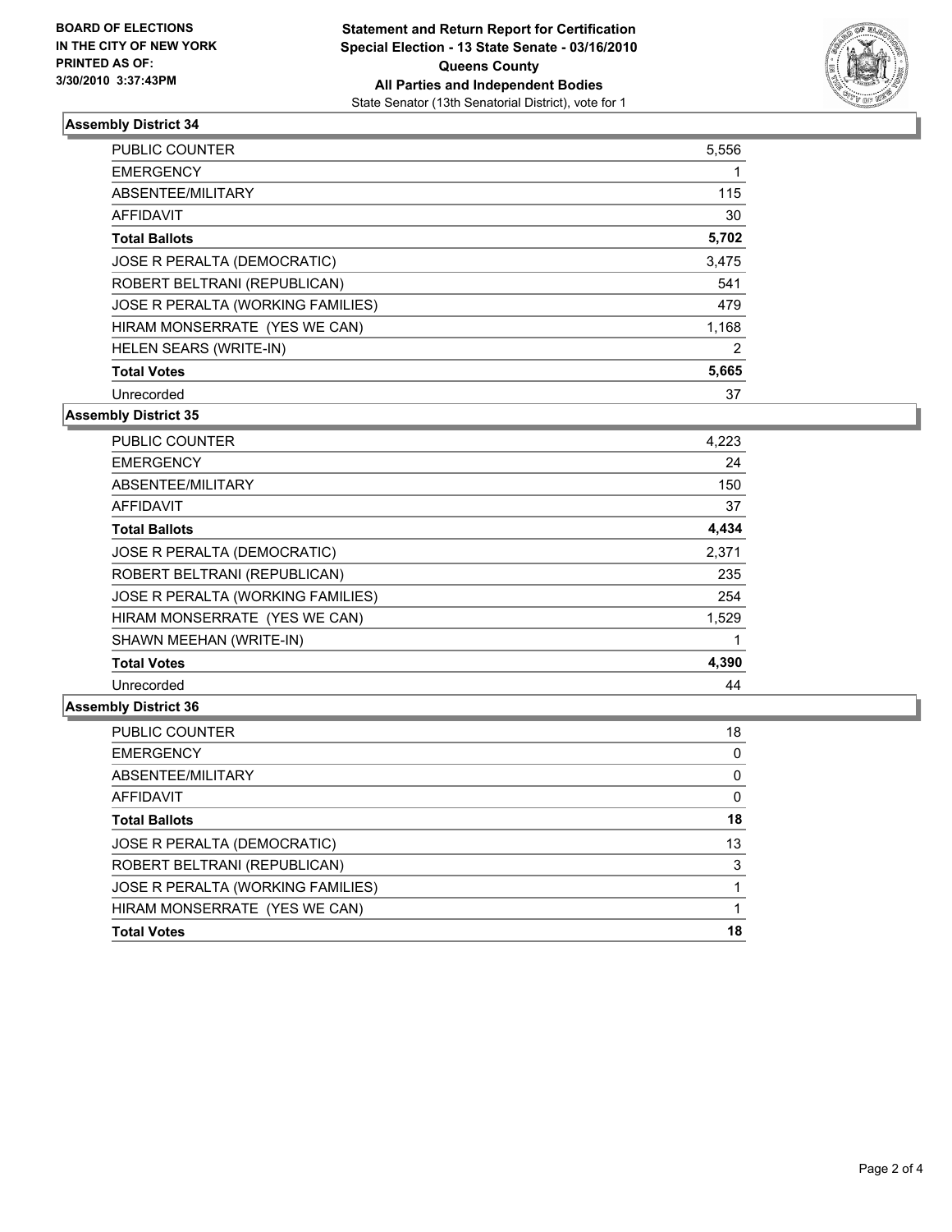**BOARD OF ELECTIONS IN THE CITY OF NEW YORK PRINTED AS OF: 3/30/2010 3:37:43PM**

**Statement and Return Report for Certification**
**Special Election - 13 State Senate - 03/16/2010**
**Queens County**
**All Parties and Independent Bodies**
State Senator (13th Senatorial District), vote for 1

### Assembly District 34

| | |
|---|---|
| PUBLIC COUNTER | 5,556 |
| EMERGENCY | 1 |
| ABSENTEE/MILITARY | 115 |
| AFFIDAVIT | 30 |
| **Total Ballots** | **5,702** |
| JOSE R PERALTA (DEMOCRATIC) | 3,475 |
| ROBERT BELTRANI (REPUBLICAN) | 541 |
| JOSE R PERALTA (WORKING FAMILIES) | 479 |
| HIRAM MONSERRATE (YES WE CAN) | 1,168 |
| HELEN SEARS (WRITE-IN) | 2 |
| **Total Votes** | **5,665** |
| Unrecorded | 37 |

### Assembly District 35

| | |
|---|---|
| PUBLIC COUNTER | 4,223 |
| EMERGENCY | 24 |
| ABSENTEE/MILITARY | 150 |
| AFFIDAVIT | 37 |
| **Total Ballots** | **4,434** |
| JOSE R PERALTA (DEMOCRATIC) | 2,371 |
| ROBERT BELTRANI (REPUBLICAN) | 235 |
| JOSE R PERALTA (WORKING FAMILIES) | 254 |
| HIRAM MONSERRATE (YES WE CAN) | 1,529 |
| SHAWN MEEHAN (WRITE-IN) | 1 |
| **Total Votes** | **4,390** |
| Unrecorded | 44 |

### Assembly District 36

| | |
|---|---|
| PUBLIC COUNTER | 18 |
| EMERGENCY | 0 |
| ABSENTEE/MILITARY | 0 |
| AFFIDAVIT | 0 |
| **Total Ballots** | **18** |
| JOSE R PERALTA (DEMOCRATIC) | 13 |
| ROBERT BELTRANI (REPUBLICAN) | 3 |
| JOSE R PERALTA (WORKING FAMILIES) | 1 |
| HIRAM MONSERRATE (YES WE CAN) | 1 |
| **Total Votes** | **18** |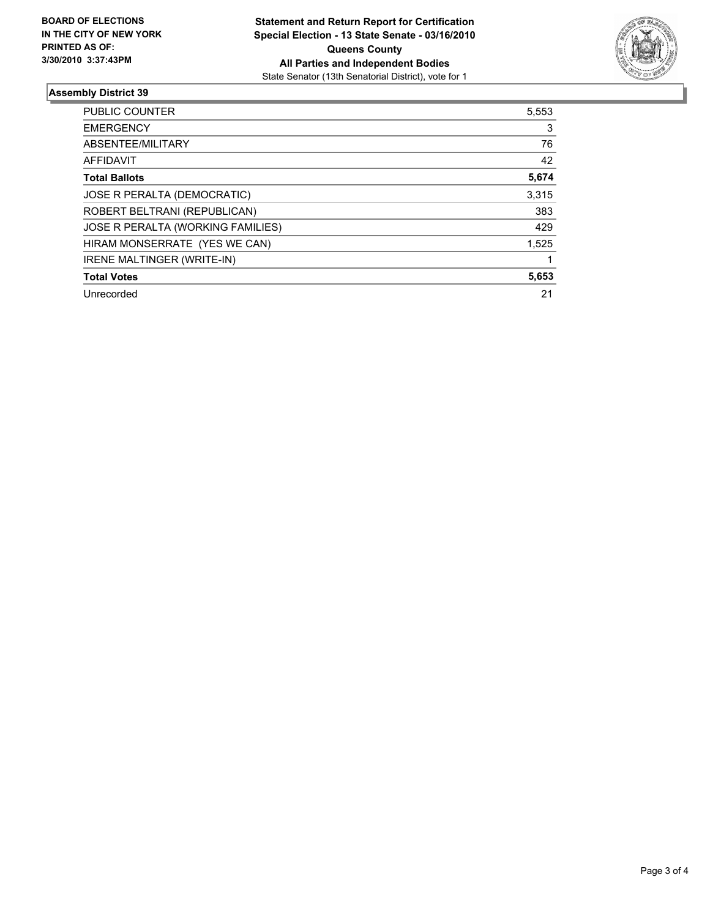**BOARD OF ELECTIONS**
**IN THE CITY OF NEW YORK**
**PRINTED AS OF:**
**3/30/2010 3:37:43PM**

**Statement and Return Report for Certification**
**Special Election - 13 State Senate - 03/16/2010**
**Queens County**
**All Parties and Independent Bodies**
State Senator (13th Senatorial District), vote for 1

## Assembly District 39

| | |
|---|---|
| PUBLIC COUNTER | 5,553 |
| EMERGENCY | 3 |
| ABSENTEE/MILITARY | 76 |
| AFFIDAVIT | 42 |
| **Total Ballots** | **5,674** |
| JOSE R PERALTA (DEMOCRATIC) | 3,315 |
| ROBERT BELTRANI (REPUBLICAN) | 383 |
| JOSE R PERALTA (WORKING FAMILIES) | 429 |
| HIRAM MONSERRATE (YES WE CAN) | 1,525 |
| IRENE MALTINGER (WRITE-IN) | 1 |
| **Total Votes** | **5,653** |
| Unrecorded | 21 |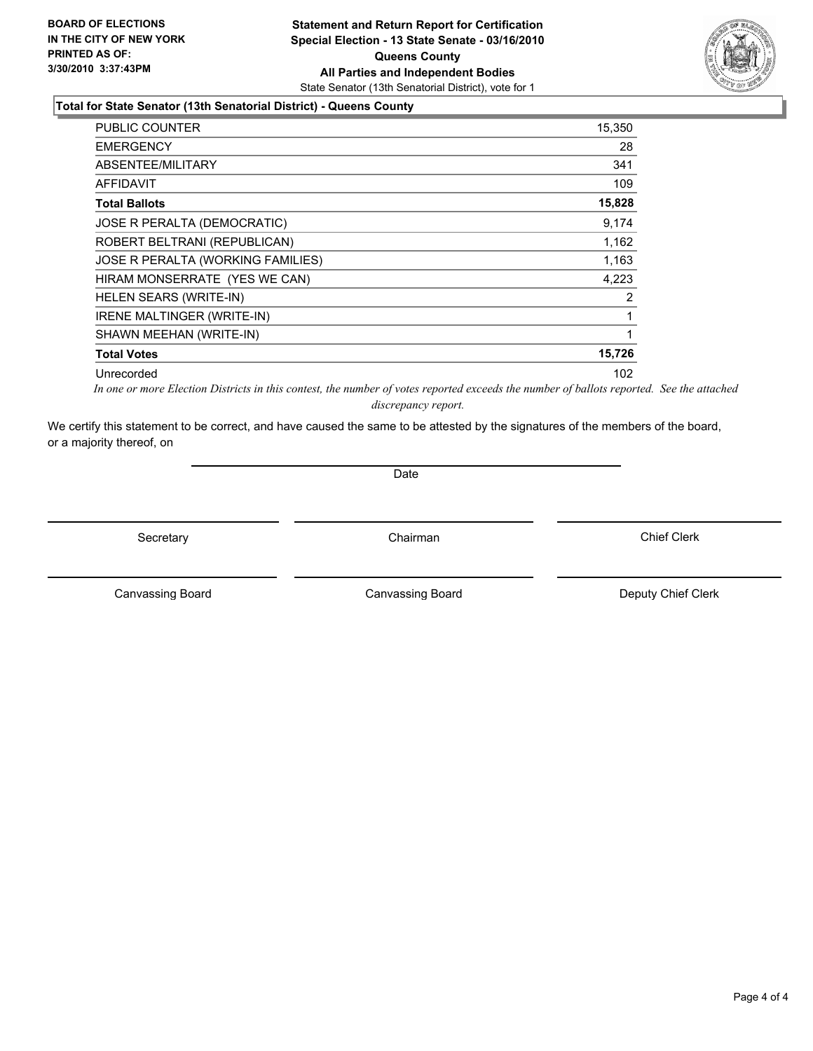**BOARD OF ELECTIONS IN THE CITY OF NEW YORK PRINTED AS OF: 3/30/2010 3:37:43PM**

**Statement and Return Report for Certification**
**Special Election - 13 State Senate - 03/16/2010**
**Queens County**
**All Parties and Independent Bodies**
State Senator (13th Senatorial District), vote for 1

**Total for State Senator (13th Senatorial District) - Queens County**

| | |
|---|---|
| PUBLIC COUNTER | 15,350 |
| EMERGENCY | 28 |
| ABSENTEE/MILITARY | 341 |
| AFFIDAVIT | 109 |
| **Total Ballots** | **15,828** |
| JOSE R PERALTA (DEMOCRATIC) | 9,174 |
| ROBERT BELTRANI (REPUBLICAN) | 1,162 |
| JOSE R PERALTA (WORKING FAMILIES) | 1,163 |
| HIRAM MONSERRATE (YES WE CAN) | 4,223 |
| HELEN SEARS (WRITE-IN) | 2 |
| IRENE MALTINGER (WRITE-IN) | 1 |
| SHAWN MEEHAN (WRITE-IN) | 1 |
| **Total Votes** | **15,726** |
| Unrecorded | 102 |

*In one or more Election Districts in this contest, the number of votes reported exceeds the number of ballots reported. See the attached discrepancy report.*

We certify this statement to be correct, and have caused the same to be attested by the signatures of the members of the board, or a majority thereof, on

Date

Secretary | Chairman | Chief Clerk

Canvassing Board | Canvassing Board | Deputy Chief Clerk